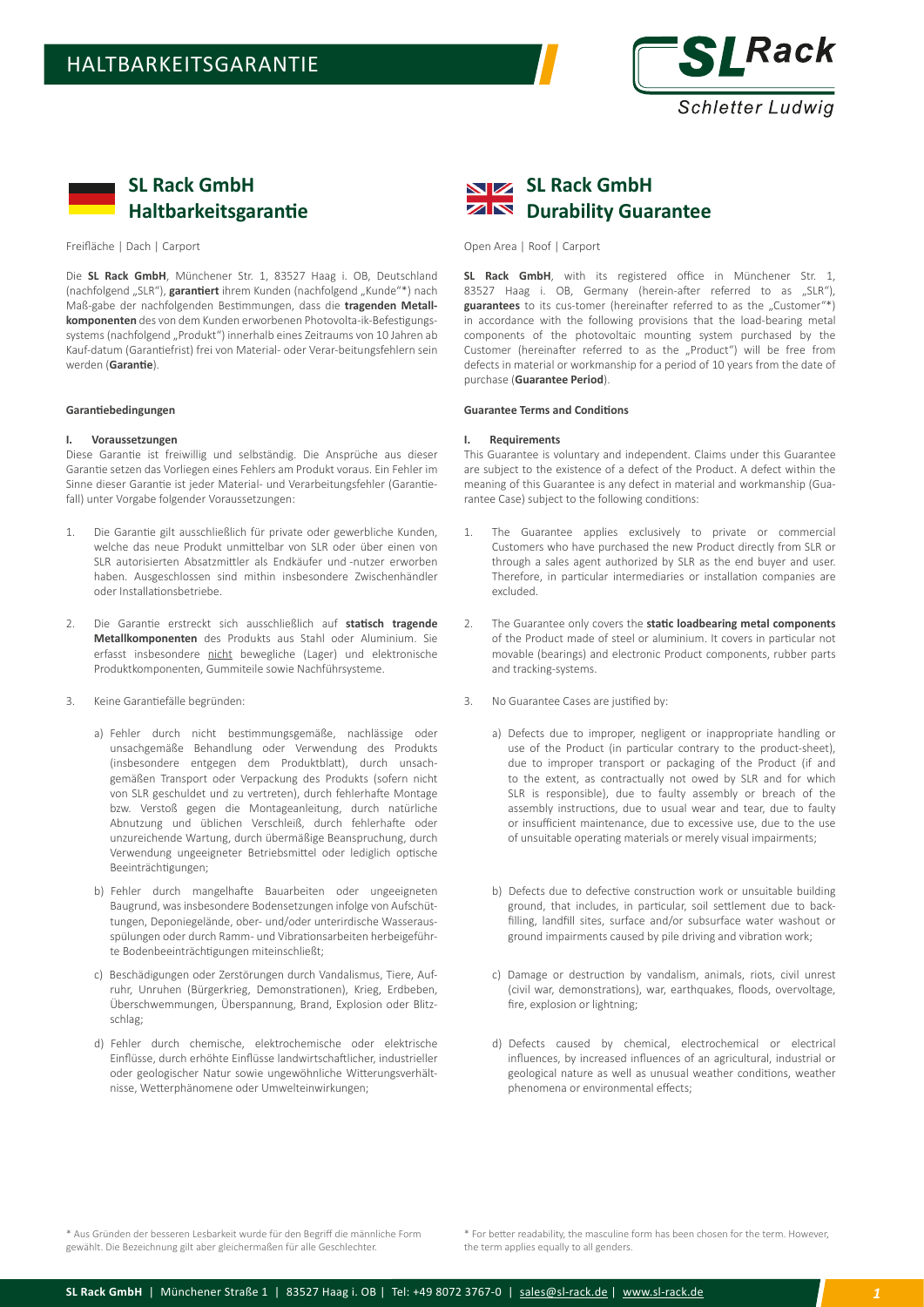# HALTBARKEITSGARANTIE

## SL Rack GmbH Haltbarkeitsgarantie

Freifläche | Dach | Carport

Die **SL Rack GmbH**, Münchener Str. 1, 83527 Haag i. OB, Deutschland (nachfolgend „SLR"), **garantiert** ihrem Kunden (nachfolgend „Kunde"*) nach Maß-gabe der nachfolgenden Bestimmungen, dass die **tragenden Metallkomponenten** des von dem Kunden erworbenen Photovolta-ik-Befestigungssystems (nachfolgend „Produkt") innerhalb eines Zeitraums von 10 Jahren ab Kauf-datum (Garantiefrist) frei von Material- oder Verar-beitungsfehlern sein werden (**Garantie**).

**Garantiebedingungen**

**I. Voraussetzungen**

Diese Garantie ist freiwillig und selbständig. Die Ansprüche aus dieser Garantie setzen das Vorliegen eines Fehlers am Produkt voraus. Ein Fehler im Sinne dieser Garantie ist jeder Material- und Verarbeitungsfehler (Garantiefall) unter Vorgabe folgender Voraussetzungen:

1. Die Garantie gilt ausschließlich für private oder gewerbliche Kunden, welche das neue Produkt unmittelbar von SLR oder über einen von SLR autorisierten Absatzmittler als Endkäufer und -nutzer erworben haben. Ausgeschlossen sind mithin insbesondere Zwischenhändler oder Installationsbetriebe.

2. Die Garantie erstreckt sich ausschließlich auf **statisch tragende Metallkomponenten** des Produkts aus Stahl oder Aluminium. Sie erfasst insbesondere nicht bewegliche (Lager) und elektronische Produktkomponenten, Gummiteile sowie Nachführsysteme.

3. Keine Garantiefälle begründen:

   a) Fehler durch nicht bestimmungsgemäße, nachlässige oder unsachgemäße Behandlung oder Verwendung des Produkts (insbesondere entgegen dem Produktblatt), durch unsachgemäßen Transport oder Verpackung des Produkts (sofern nicht von SLR geschuldet und zu vertreten), durch fehlerhafte Montage bzw. Verstoß gegen die Montageanleitung, durch natürliche Abnutzung und üblichen Verschleiß, durch fehlerhafte oder unzureichende Wartung, durch übermäßige Beanspruchung, durch Verwendung ungeeigneter Betriebsmittel oder lediglich optische Beeinträchtigungen;

   b) Fehler durch mangelhafte Bauarbeiten oder ungeeigneten Baugrund, was insbesondere Bodensetzungen infolge von Aufschüttungen, Deponiegelände, ober- und/oder unterirdische Wasserausspülungen oder durch Ramm- und Vibrationsarbeiten herbeigeführte Bodenbeeinträchtigungen miteinschließt;

   c) Beschädigungen oder Zerstörungen durch Vandalismus, Tiere, Aufruhr, Unruhen (Bürgerkrieg, Demonstrationen), Krieg, Erdbeben, Überschwemmungen, Überspannung, Brand, Explosion oder Blitzschlag;

   d) Fehler durch chemische, elektrochemische oder elektrische Einflüsse, durch erhöhte Einflüsse landwirtschaftlicher, industrieller oder geologischer Natur sowie ungewöhnliche Witterungsverhältnisse, Wetterphänomene oder Umwelteinwirkungen;

\* Aus Gründen der besseren Lesbarkeit wurde für den Begriff die männliche Form gewählt. Die Bezeichnung gilt aber gleichermaßen für alle Geschlechter.

## SL Rack GmbH Durability Guarantee

Open Area | Roof | Carport

**SL Rack GmbH**, with its registered office in Münchener Str. 1, 83527 Haag i. OB, Germany (herein-after referred to as „SLR"), **guarantees** to its cus-tomer (hereinafter referred to as the „Customer"*) in accordance with the following provisions that the load-bearing metal components of the photovoltaic mounting system purchased by the Customer (hereinafter referred to as the „Product") will be free from defects in material or workmanship for a period of 10 years from the date of purchase (**Guarantee Period**).

**Guarantee Terms and Conditions**

**I. Requirements**

This Guarantee is voluntary and independent. Claims under this Guarantee are subject to the existence of a defect of the Product. A defect within the meaning of this Guarantee is any defect in material and workmanship (Guarantee Case) subject to the following conditions:

1. The Guarantee applies exclusively to private or commercial Customers who have purchased the new Product directly from SLR or through a sales agent authorized by SLR as the end buyer and user. Therefore, in particular intermediaries or installation companies are excluded.

2. The Guarantee only covers the **static loadbearing metal components** of the Product made of steel or aluminium. It covers in particular not movable (bearings) and electronic Product components, rubber parts and tracking-systems.

3. No Guarantee Cases are justified by:

   a) Defects due to improper, negligent or inappropriate handling or use of the Product (in particular contrary to the product-sheet), due to improper transport or packaging of the Product (if and to the extent, as contractually not owed by SLR and for which SLR is responsible), due to faulty assembly or breach of the assembly instructions, due to usual wear and tear, due to faulty or insufficient maintenance, due to excessive use, due to the use of unsuitable operating materials or merely visual impairments;

   b) Defects due to defective construction work or unsuitable building ground, that includes, in particular, soil settlement due to backfilling, landfill sites, surface and/or subsurface water washout or ground impairments caused by pile driving and vibration work;

   c) Damage or destruction by vandalism, animals, riots, civil unrest (civil war, demonstrations), war, earthquakes, floods, overvoltage, fire, explosion or lightning;

   d) Defects caused by chemical, electrochemical or electrical influences, by increased influences of an agricultural, industrial or geological nature as well as unusual weather conditions, weather phenomena or environmental effects;

\* For better readability, the masculine form has been chosen for the term. However, the term applies equally to all genders.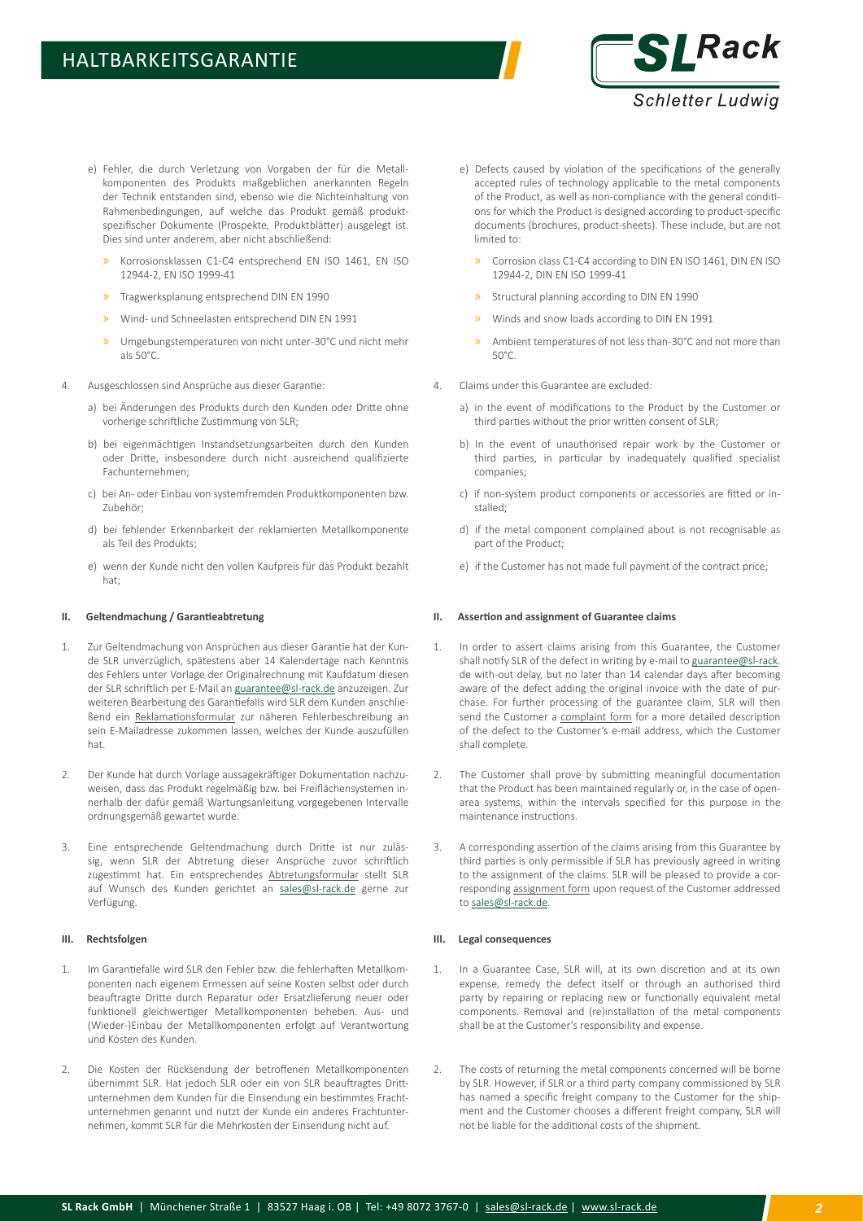e) Fehler, die durch Verletzung von Vorgaben der für die Metallkomponenten des Produkts maßgeblichen anerkannten Regeln der Technik entstanden sind, ebenso wie die Nichteinhaltung von Rahmenbedingungen, auf welche das Produkt gemäß produktspezifischer Dokumente (Prospekte, Produktblätter) ausgelegt ist. Dies sind unter anderem, aber nicht abschließend:

   - Korrosionsklassen C1-C4 entsprechend EN ISO 1461, EN ISO 12944-2, EN ISO 1999-41
   - Tragwerksplanung entsprechend DIN EN 1990
   - Wind- und Schneelasten entsprechend DIN EN 1991
   - Umgebungstemperaturen von nicht unter-30°C und nicht mehr als 50°C.

4. Ausgeschlossen sind Ansprüche aus dieser Garantie:

   a) bei Änderungen des Produkts durch den Kunden oder Dritte ohne vorherige schriftliche Zustimmung von SLR;

   b) bei eigenmächtigen Instandsetzungsarbeiten durch den Kunden oder Dritte, insbesondere durch nicht ausreichend qualifizierte Fachunternehmen;

   c) bei An- oder Einbau von systemfremden Produktkomponenten bzw. Zubehör;

   d) bei fehlender Erkennbarkeit der reklamierten Metallkomponente als Teil des Produkts;

   e) wenn der Kunde nicht den vollen Kaufpreis für das Produkt bezahlt hat;

## II. Geltendmachung / Garantieabtretung

1. Zur Geltendmachung von Ansprüchen aus dieser Garantie hat der Kunde SLR unverzüglich, spätestens aber 14 Kalendertage nach Kenntnis des Fehlers unter Vorlage der Originalrechnung mit Kaufdatum diesen der SLR schriftlich per E-Mail an guarantee@sl-rack.de anzuzeigen. Zur weiteren Bearbeitung des Garantiefalls wird SLR dem Kunden anschließend ein Reklamationsformular zur näheren Fehlerbeschreibung an sein E-Mailadresse zukommen lassen, welches der Kunde auszufüllen hat.

2. Der Kunde hat durch Vorlage aussagekräftiger Dokumentation nachzuweisen, dass das Produkt regelmäßig bzw. bei Freiflächensystemen innerhalb der dafür gemäß Wartungsanleitung vorgegebenen Intervalle ordnungsgemäß gewartet wurde.

3. Eine entsprechende Geltendmachung durch Dritte ist nur zulässig, wenn SLR der Abtretung dieser Ansprüche zuvor schriftlich zugestimmt hat. Ein entsprechendes Abtretungsformular stellt SLR auf Wunsch des Kunden gerichtet an sales@sl-rack.de gerne zur Verfügung.

## III. Rechtsfolgen

1. Im Garantiefalle wird SLR den Fehler bzw. die fehlerhaften Metallkomponenten nach eigenem Ermessen auf seine Kosten selbst oder durch beauftragte Dritte durch Reparatur oder Ersatzlieferung neuer oder funktionell gleichwertiger Metallkomponenten beheben. Aus- und (Wieder-)Einbau der Metallkomponenten erfolgt auf Verantwortung und Kosten des Kunden.

2. Die Kosten der Rücksendung der betroffenen Metallkomponenten übernimmt SLR. Hat jedoch SLR oder ein von SLR beauftragtes Drittunternehmen dem Kunden für die Einsendung ein bestimmtes Frachtunternehmen genannt und nutzt der Kunde ein anderes Frachtunternehmen, kommt SLR für die Mehrkosten der Einsendung nicht auf.

e) Defects caused by violation of the specifications of the generally accepted rules of technology applicable to the metal components of the Product, as well as non-compliance with the general conditions for which the Product is designed according to product-specific documents (brochures, product-sheets). These include, but are not limited to:

   - Corrosion class C1-C4 according to DIN EN ISO 1461, DIN EN ISO 12944-2, DIN EN ISO 1999-41
   - Structural planning according to DIN EN 1990
   - Winds and snow loads according to DIN EN 1991
   - Ambient temperatures of not less than-30°C and not more than 50°C.

4. Claims under this Guarantee are excluded:

   a) in the event of modifications to the Product by the Customer or third parties without the prior written consent of SLR;

   b) In the event of unauthorised repair work by the Customer or third parties, in particular by inadequately qualified specialist companies;

   c) if non-system product components or accessories are fitted or installed;

   d) if the metal component complained about is not recognisable as part of the Product;

   e) if the Customer has not made full payment of the contract price;

## II. Assertion and assignment of Guarantee claims

1. In order to assert claims arising from this Guarantee, the Customer shall notify SLR of the defect in writing by e-mail to guarantee@sl-rack.de with-out delay, but no later than 14 calendar days after becoming aware of the defect adding the original invoice with the date of purchase. For further processing of the guarantee claim, SLR will then send the Customer a complaint form for a more detailed description of the defect to the Customer's e-mail address, which the Customer shall complete.

2. The Customer shall prove by submitting meaningful documentation that the Product has been maintained regularly or, in the case of open-area systems, within the intervals specified for this purpose in the maintenance instructions.

3. A corresponding assertion of the claims arising from this Guarantee by third parties is only permissible if SLR has previously agreed in writing to the assignment of the claims. SLR will be pleased to provide a corresponding assignment form upon request of the Customer addressed to sales@sl-rack.de.

## III. Legal consequences

1. In a Guarantee Case, SLR will, at its own discretion and at its own expense, remedy the defect itself or through an authorised third party by repairing or replacing new or functionally equivalent metal components. Removal and (re)installation of the metal components shall be at the Customer's responsibility and expense.

2. The costs of returning the metal components concerned will be borne by SLR. However, if SLR or a third party company commissioned by SLR has named a specific freight company to the Customer for the shipment and the Customer chooses a different freight company, SLR will not be liable for the additional costs of the shipment.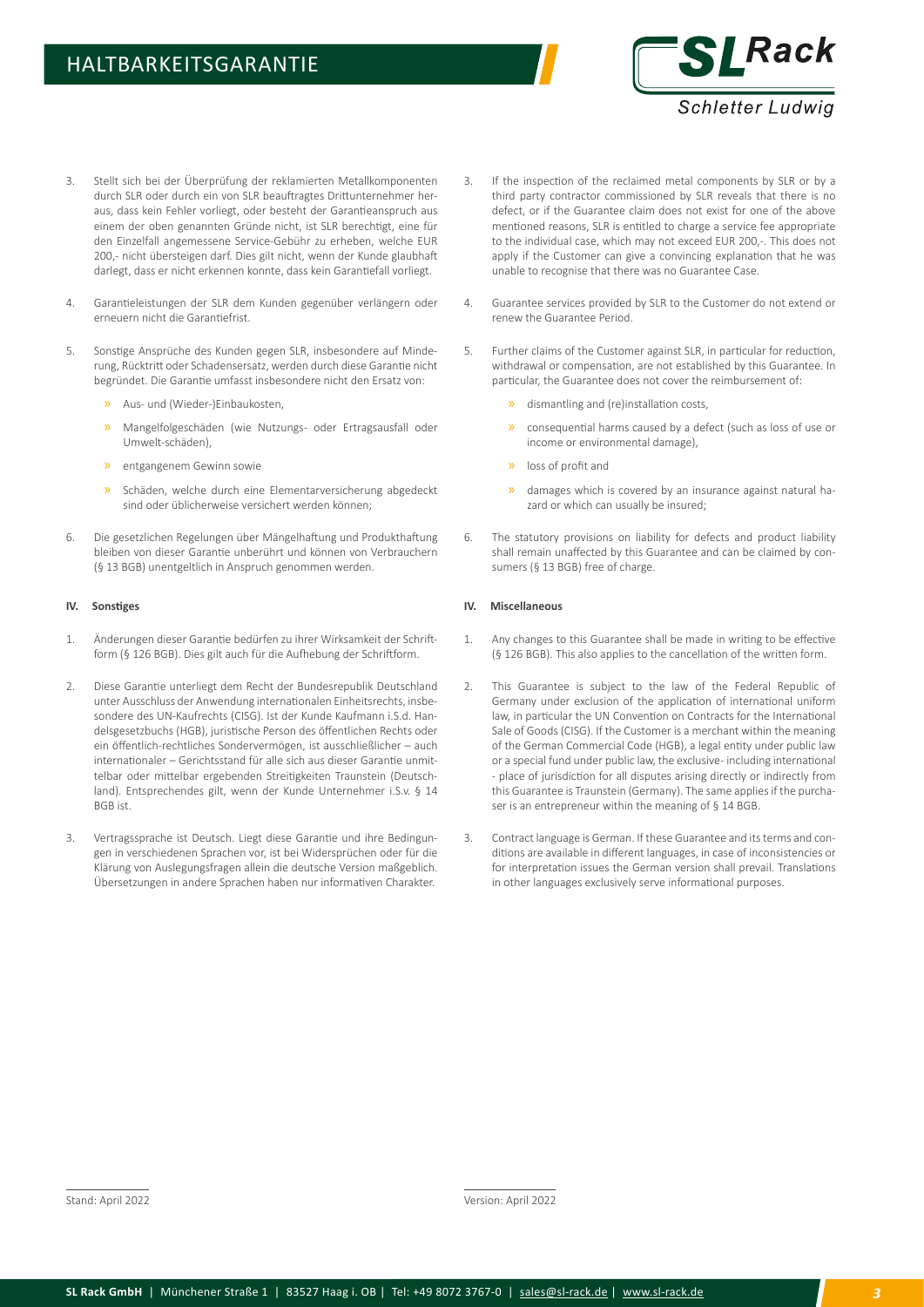3. Stellt sich bei der Überprüfung der reklamierten Metallkomponenten durch SLR oder durch ein von SLR beauftragtes Drittunternehmer heraus, dass kein Fehler vorliegt, oder besteht der Garantieanspruch aus einem der oben genannten Gründe nicht, ist SLR berechtigt, eine für den Einzelfall angemessene Service-Gebühr zu erheben, welche EUR 200,- nicht übersteigen darf. Dies gilt nicht, wenn der Kunde glaubhaft darlegt, dass er nicht erkennen konnte, dass kein Garantiefall vorliegt.

4. Garantieleistungen der SLR dem Kunden gegenüber verlängern oder erneuern nicht die Garantiefrist.

5. Sonstige Ansprüche des Kunden gegen SLR, insbesondere auf Minderung, Rücktritt oder Schadensersatz, werden durch diese Garantie nicht begründet. Die Garantie umfasst insbesondere nicht den Ersatz von:
   - Aus- und (Wieder-)Einbaukosten,
   - Mangelfolgeschäden (wie Nutzungs- oder Ertragsausfall oder Umwelt-schäden),
   - entgangenem Gewinn sowie
   - Schäden, welche durch eine Elementarversicherung abgedeckt sind oder üblicherweise versichert werden können;

6. Die gesetzlichen Regelungen über Mängelhaftung und Produkthaftung bleiben von dieser Garantie unberührt und können von Verbrauchern (§ 13 BGB) unentgeltlich in Anspruch genommen werden.

**IV. Sonstiges**

1. Änderungen dieser Garantie bedürfen zu ihrer Wirksamkeit der Schriftform (§ 126 BGB). Dies gilt auch für die Aufhebung der Schriftform.

2. Diese Garantie unterliegt dem Recht der Bundesrepublik Deutschland unter Ausschluss der Anwendung internationalen Einheitsrechts, insbesondere des UN-Kaufrechts (CISG). Ist der Kunde Kaufmann i.S.d. Handelsgesetzbuchs (HGB), juristische Person des öffentlichen Rechts oder ein öffentlich-rechtliches Sondervermögen, ist ausschließlicher – auch internationaler – Gerichtsstand für alle sich aus dieser Garantie unmittelbar oder mittelbar ergebenden Streitigkeiten Traunstein (Deutschland). Entsprechendes gilt, wenn der Kunde Unternehmer i.S.v. § 14 BGB ist.

3. Vertragssprache ist Deutsch. Liegt diese Garantie und ihre Bedingungen in verschiedenen Sprachen vor, ist bei Widersprüchen oder für die Klärung von Auslegungsfragen allein die deutsche Version maßgeblich. Übersetzungen in andere Sprachen haben nur informativen Charakter.

Stand: April 2022

3. If the inspection of the reclaimed metal components by SLR or by a third party contractor commissioned by SLR reveals that there is no defect, or if the Guarantee claim does not exist for one of the above mentioned reasons, SLR is entitled to charge a service fee appropriate to the individual case, which may not exceed EUR 200,-. This does not apply if the Customer can give a convincing explanation that he was unable to recognise that there was no Guarantee Case.

4. Guarantee services provided by SLR to the Customer do not extend or renew the Guarantee Period.

5. Further claims of the Customer against SLR, in particular for reduction, withdrawal or compensation, are not established by this Guarantee. In particular, the Guarantee does not cover the reimbursement of:
   - dismantling and (re)installation costs,
   - consequential harms caused by a defect (such as loss of use or income or environmental damage),
   - loss of profit and
   - damages which is covered by an insurance against natural hazard or which can usually be insured;

6. The statutory provisions on liability for defects and product liability shall remain unaffected by this Guarantee and can be claimed by consumers (§ 13 BGB) free of charge.

**IV. Miscellaneous**

1. Any changes to this Guarantee shall be made in writing to be effective (§ 126 BGB). This also applies to the cancellation of the written form.

2. This Guarantee is subject to the law of the Federal Republic of Germany under exclusion of the application of international uniform law, in particular the UN Convention on Contracts for the International Sale of Goods (CISG). If the Customer is a merchant within the meaning of the German Commercial Code (HGB), a legal entity under public law or a special fund under public law, the exclusive- including international - place of jurisdiction for all disputes arising directly or indirectly from this Guarantee is Traunstein (Germany). The same applies if the purchaser is an entrepreneur within the meaning of § 14 BGB.

3. Contract language is German. If these Guarantee and its terms and conditions are available in different languages, in case of inconsistencies or for interpretation issues the German version shall prevail. Translations in other languages exclusively serve informational purposes.

Version: April 2022